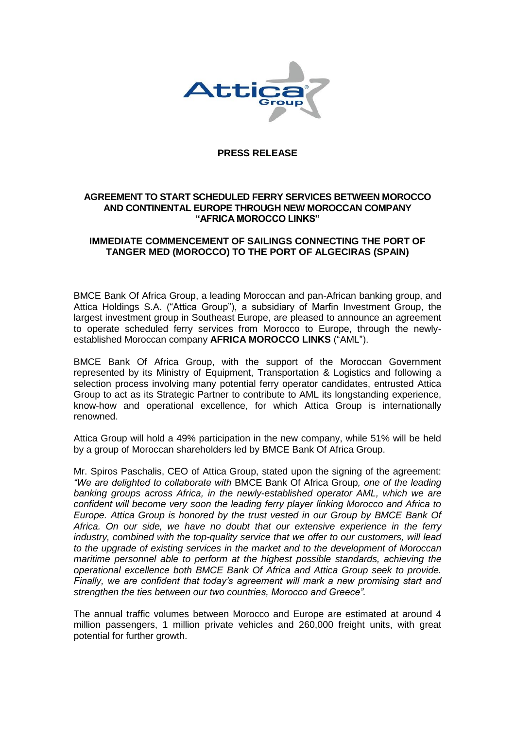**PRESS RELEASE**

**AGREEMENT TO START SCHEDULED FERRY SERVICES BETWEEN MOROCCO AND CONTINENTAL EUROPE THROUGH NEW MOROCCAN COMPANY "AFRICA MOROCCO LINKS"**

**IMMEDIATE COMMENCEMENT OF SAILINGS CONNECTING THE PORT OF TANGER MED (MOROCCO) TO THE PORT OF ALGECIRAS (SPAIN)**

BMCE Bank Of Africa Group, a leading Moroccan and pan-African banking group, and Attica Holdings S.A. ("Attica Group"), a subsidiary of Marfin Investment Group, the largest investment group in Southeast Europe, are pleased to announce an agreement to operate scheduled ferry services from Morocco to Europe, through the newly-established Moroccan company **AFRICA MOROCCO LINKS** ("AML").

BMCE Bank Of Africa Group, with the support of the Moroccan Government represented by its Ministry of Equipment, Transportation & Logistics and following a selection process involving many potential ferry operator candidates, entrusted Attica Group to act as its Strategic Partner to contribute to AML its longstanding experience, know-how and operational excellence, for which Attica Group is internationally renowned.

Attica Group will hold a 49% participation in the new company, while 51% will be held by a group of Moroccan shareholders led by BMCE Bank Of Africa Group.

Mr. Spiros Paschalis, CEO of Attica Group, stated upon the signing of the agreement: *"We are delighted to collaborate with* BMCE Bank Of Africa Group*, one of the leading banking groups across Africa, in the newly-established operator AML, which we are confident will become very soon the leading ferry player linking Morocco and Africa to Europe. Attica Group is honored by the trust vested in our Group by BMCE Bank Of Africa. On our side, we have no doubt that our extensive experience in the ferry industry, combined with the top-quality service that we offer to our customers, will lead to the upgrade of existing services in the market and to the development of Moroccan maritime personnel able to perform at the highest possible standards, achieving the operational excellence both BMCE Bank Of Africa and Attica Group seek to provide. Finally, we are confident that today's agreement will mark a new promising start and strengthen the ties between our two countries, Morocco and Greece".*

The annual traffic volumes between Morocco and Europe are estimated at around 4 million passengers, 1 million private vehicles and 260,000 freight units, with great potential for further growth.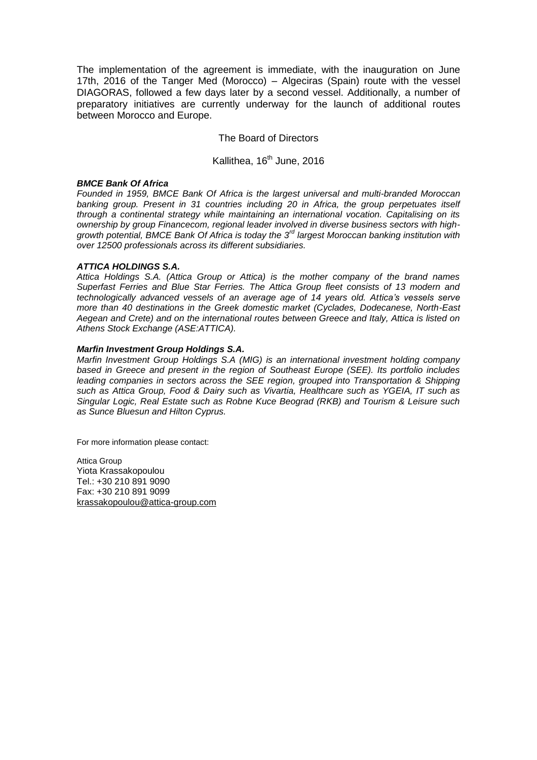The implementation of the agreement is immediate, with the inauguration on June 17th, 2016 of the Tanger Med (Morocco) – Algeciras (Spain) route with the vessel DIAGORAS, followed a few days later by a second vessel. Additionally, a number of preparatory initiatives are currently underway for the launch of additional routes between Morocco and Europe.

The Board of Directors

Kallithea, 16th June, 2016

***BMCE Bank Of Africa***

*Founded in 1959, BMCE Bank Of Africa is the largest universal and multi-branded Moroccan banking group. Present in 31 countries including 20 in Africa, the group perpetuates itself through a continental strategy while maintaining an international vocation. Capitalising on its ownership by group Financecom, regional leader involved in diverse business sectors with high-growth potential, BMCE Bank Of Africa is today the 3rd largest Moroccan banking institution with over 12500 professionals across its different subsidiaries.*

***ATTICA HOLDINGS S.A.***

*Attica Holdings S.A. (Attica Group or Attica) is the mother company of the brand names Superfast Ferries and Blue Star Ferries. The Attica Group fleet consists of 13 modern and technologically advanced vessels of an average age of 14 years old. Attica's vessels serve more than 40 destinations in the Greek domestic market (Cyclades, Dodecanese, North-East Aegean and Crete) and on the international routes between Greece and Italy, Attica is listed on Athens Stock Exchange (ASE:ATTICA).*

***Marfin Investment Group Holdings S.A.***

*Marfin Investment Group Holdings S.A (MIG) is an international investment holding company based in Greece and present in the region of Southeast Europe (SEE). Its portfolio includes leading companies in sectors across the SEE region, grouped into Transportation & Shipping such as Attica Group, Food & Dairy such as Vivartia, Healthcare such as YGEIA, IT such as Singular Logic, Real Estate such as Robne Kuce Beograd (RKB) and Tourism & Leisure such as Sunce Bluesun and Hilton Cyprus.*

For more information please contact:

Attica Group
Yiota Krassakopoulou
Tel.: +30 210 891 9090
Fax: +30 210 891 9099
krassakopoulou@attica-group.com